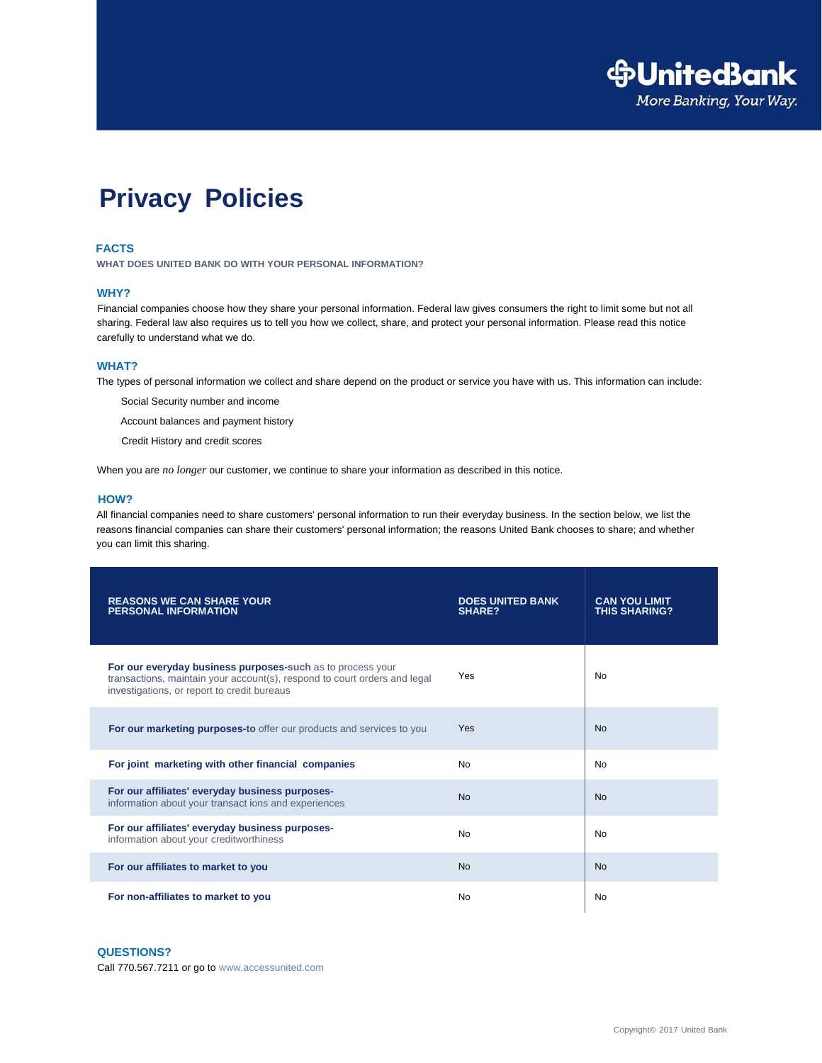UnitedBank
More Banking, Your Way.

# Privacy Policies

## FACTS

**WHAT DOES UNITED BANK DO WITH YOUR PERSONAL INFORMATION?**

### WHY?

Financial companies choose how they share your personal information. Federal law gives consumers the right to limit some but not all sharing. Federal law also requires us to tell you how we collect, share, and protect your personal information. Please read this notice carefully to understand what we do.

### WHAT?

The types of personal information we collect and share depend on the product or service you have with us. This information can include:

- Social Security number and income
- Account balances and payment history
- Credit History and credit scores

When you are *no longer* our customer, we continue to share your information as described in this notice.

### HOW?

All financial companies need to share customers' personal information to run their everyday business. In the section below, we list the reasons financial companies can share their customers' personal information; the reasons United Bank chooses to share; and whether you can limit this sharing.

| REASONS WE CAN SHARE YOUR PERSONAL INFORMATION | DOES UNITED BANK SHARE? | CAN YOU LIMIT THIS SHARING? |
|---|---|---|
| **For our everyday business purposes-such** as to process your transactions, maintain your account(s), respond to court orders and legal investigations, or report to credit bureaus | Yes | No |
| **For our marketing purposes-to** offer our products and services to you | Yes | No |
| **For joint marketing with other financial companies** | No | No |
| **For our affiliates' everyday business purposes-** information about your transact ions and experiences | No | No |
| **For our affiliates' everyday business purposes-** information about your creditworthiness | No | No |
| **For our affiliates to market to you** | No | No |
| **For non-affiliates to market to you** | No | No |

### QUESTIONS?

Call 770.567.7211 or go to www.accessunited.com

Copyright© 2017 United Bank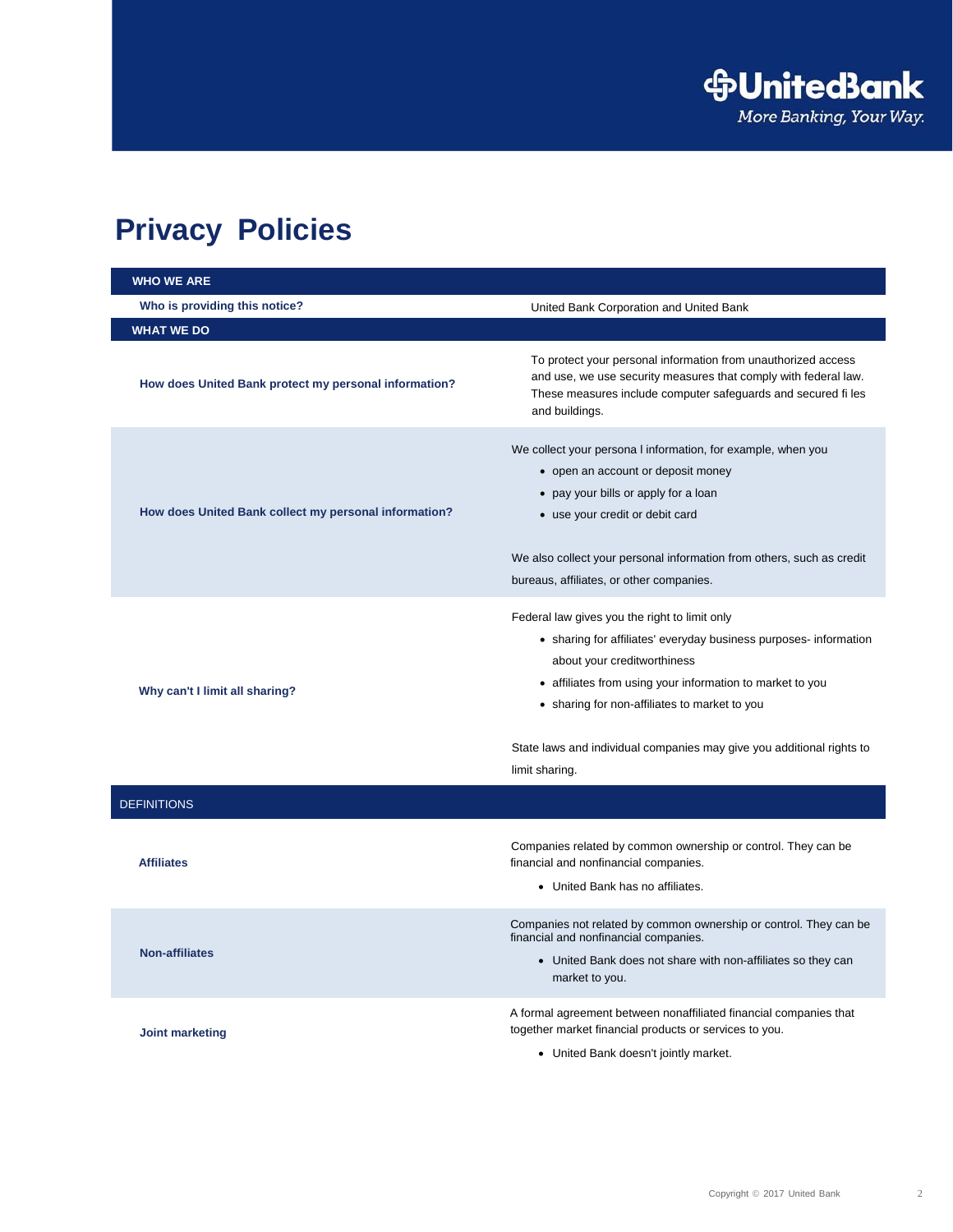United Bank
More Banking, Your Way.

# Privacy Policies

| | |
|---|---|
| **WHO WE ARE** | |
| **Who is providing this notice?** | United Bank Corporation and United Bank |
| **WHAT WE DO** | |
| **How does United Bank protect my personal information?** | To protect your personal information from unauthorized access and use, we use security measures that comply with federal law. These measures include computer safeguards and secured fi les and buildings. |
| **How does United Bank collect my personal information?** | We collect your persona l information, for example, when you<br>• open an account or deposit money<br>• pay your bills or apply for a loan<br>• use your credit or debit card<br><br>We also collect your personal information from others, such as credit bureaus, affiliates, or other companies. |
| **Why can't I limit all sharing?** | Federal law gives you the right to limit only<br>• sharing for affiliates' everyday business purposes- information about your creditworthiness<br>• affiliates from using your information to market to you<br>• sharing for non-affiliates to market to you<br><br>State laws and individual companies may give you additional rights to limit sharing. |
| DEFINITIONS | |
| **Affiliates** | Companies related by common ownership or control. They can be financial and nonfinancial companies.<br>• United Bank has no affiliates. |
| **Non-affiliates** | Companies not related by common ownership or control. They can be financial and nonfinancial companies.<br>• United Bank does not share with non-affiliates so they can market to you. |
| **Joint marketing** | A formal agreement between nonaffiliated financial companies that together market financial products or services to you.<br>• United Bank doesn't jointly market. |

Copyright © 2017 United Bank